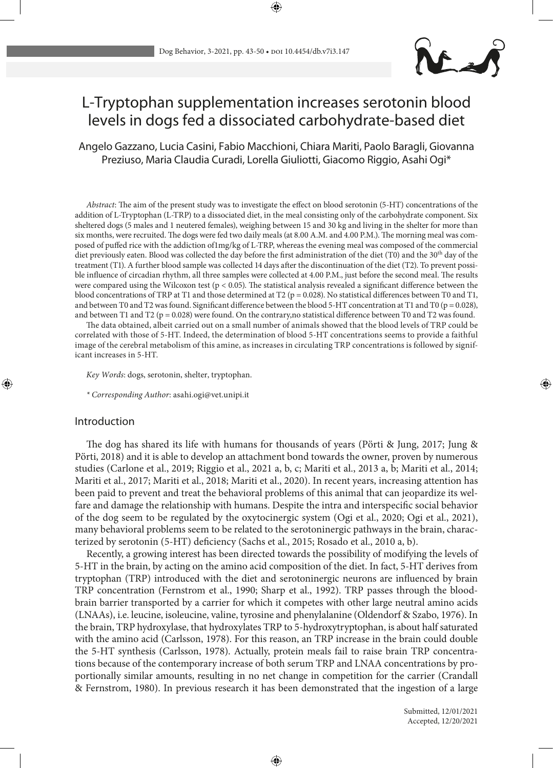# L-Tryptophan supplementation increases serotonin blood levels in dogs fed a dissociated carbohydrate-based diet

Angelo Gazzano, Lucia Casini, Fabio Macchioni, Chiara Mariti, Paolo Baragli, Giovanna Preziuso, Maria Claudia Curadi, Lorella Giuliotti, Giacomo Riggio, Asahi Ogi*

*Abstract*: The aim of the present study was to investigate the effect on blood serotonin (5-HT) concentrations of the addition of L-Tryptophan (L-TRP) to a dissociated diet, in the meal consisting only of the carbohydrate component. Six sheltered dogs (5 males and 1 neutered females), weighing between 15 and 30 kg and living in the shelter for more than six months, were recruited. The dogs were fed two daily meals (at 8.00 A.M. and 4.00 P.M.). The morning meal was composed of puffed rice with the addiction of1mg/kg of L-TRP, whereas the evening meal was composed of the commercial diet previously eaten. Blood was collected the day before the first administration of the diet (T0) and the 30th day of the treatment (T1). A further blood sample was collected 14 days after the discontinuation of the diet (T2). To prevent possible influence of circadian rhythm, all three samples were collected at 4.00 P.M., just before the second meal. The results were compared using the Wilcoxon test ($p < 0.05$). The statistical analysis revealed a significant difference between the blood concentrations of TRP at T1 and those determined at T2 ($p = 0.028$). No statistical differences between T0 and T1, and between T0 and T2 was found. Significant difference between the blood 5-HT concentration at T1 and T0 ($p = 0.028$), and between T1 and T2 ($p = 0.028$) were found. On the contrary,no statistical difference between T0 and T2 was found.

The data obtained, albeit carried out on a small number of animals showed that the blood levels of TRP could be correlated with those of 5-HT. Indeed, the determination of blood 5-HT concentrations seems to provide a faithful image of the cerebral metabolism of this amine, as increases in circulating TRP concentrations is followed by significant increases in 5-HT.

*Key Words*: dogs, serotonin, shelter, tryptophan.

*\* Corresponding Author*: asahi.ogi@vet.unipi.it

## Introduction

The dog has shared its life with humans for thousands of years (Pörti & Jung, 2017; Jung & Pörti, 2018) and it is able to develop an attachment bond towards the owner, proven by numerous studies (Carlone et al., 2019; Riggio et al., 2021 a, b, c; Mariti et al., 2013 a, b; Mariti et al., 2014; Mariti et al., 2017; Mariti et al., 2018; Mariti et al., 2020). In recent years, increasing attention has been paid to prevent and treat the behavioral problems of this animal that can jeopardize its welfare and damage the relationship with humans. Despite the intra and interspecific social behavior of the dog seem to be regulated by the oxytocinergic system (Ogi et al., 2020; Ogi et al., 2021), many behavioral problems seem to be related to the serotoninergic pathways in the brain, characterized by serotonin (5-HT) deficiency (Sachs et al., 2015; Rosado et al., 2010 a, b).

Recently, a growing interest has been directed towards the possibility of modifying the levels of 5-HT in the brain, by acting on the amino acid composition of the diet. In fact, 5-HT derives from tryptophan (TRP) introduced with the diet and serotoninergic neurons are influenced by brain TRP concentration (Fernstrom et al., 1990; Sharp et al., 1992). TRP passes through the blood-brain barrier transported by a carrier for which it competes with other large neutral amino acids (LNAAs), i.e. leucine, isoleucine, valine, tyrosine and phenylalanine (Oldendorf & Szabo, 1976). In the brain, TRP hydroxylase, that hydroxylates TRP to 5-hydroxytryptophan, is about half saturated with the amino acid (Carlsson, 1978). For this reason, an TRP increase in the brain could double the 5-HT synthesis (Carlsson, 1978). Actually, protein meals fail to raise brain TRP concentrations because of the contemporary increase of both serum TRP and LNAA concentrations by proportionally similar amounts, resulting in no net change in competition for the carrier (Crandall & Fernstrom, 1980). In previous research it has been demonstrated that the ingestion of a large

Submitted, 12/01/2021
Accepted, 12/20/2021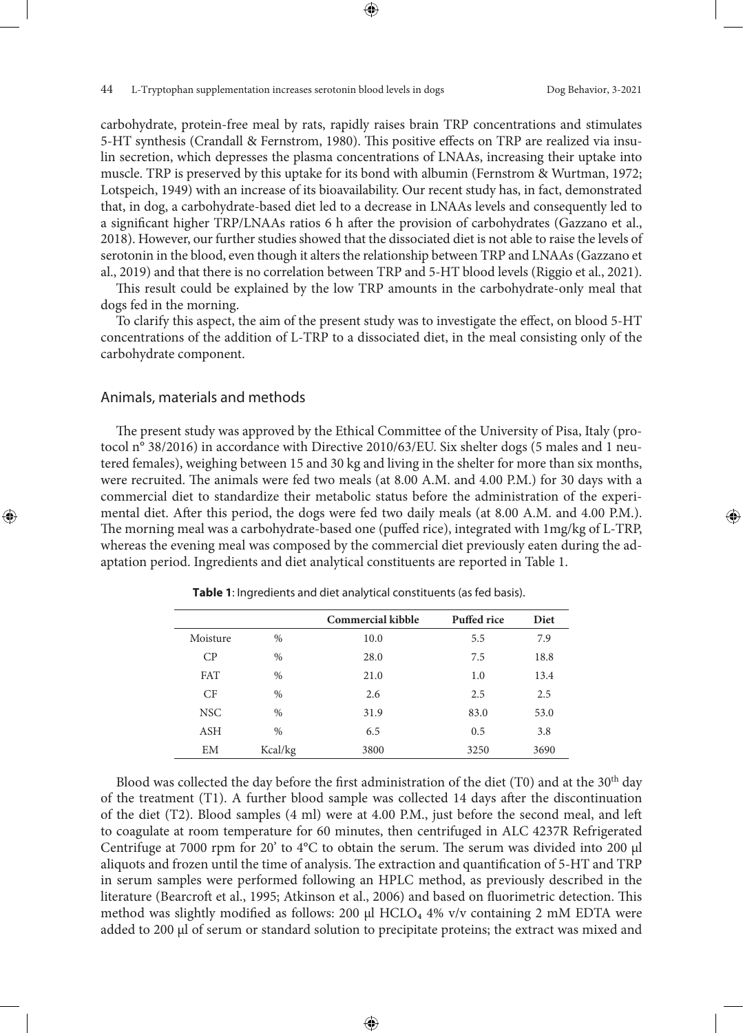carbohydrate, protein-free meal by rats, rapidly raises brain TRP concentrations and stimulates 5-HT synthesis (Crandall & Fernstrom, 1980). This positive effects on TRP are realized via insulin secretion, which depresses the plasma concentrations of LNAAs, increasing their uptake into muscle. TRP is preserved by this uptake for its bond with albumin (Fernstrom & Wurtman, 1972; Lotspeich, 1949) with an increase of its bioavailability. Our recent study has, in fact, demonstrated that, in dog, a carbohydrate-based diet led to a decrease in LNAAs levels and consequently led to a significant higher TRP/LNAAs ratios 6 h after the provision of carbohydrates (Gazzano et al., 2018). However, our further studies showed that the dissociated diet is not able to raise the levels of serotonin in the blood, even though it alters the relationship between TRP and LNAAs (Gazzano et al., 2019) and that there is no correlation between TRP and 5-HT blood levels (Riggio et al., 2021).

This result could be explained by the low TRP amounts in the carbohydrate-only meal that dogs fed in the morning.

To clarify this aspect, the aim of the present study was to investigate the effect, on blood 5-HT concentrations of the addition of L-TRP to a dissociated diet, in the meal consisting only of the carbohydrate component.

## Animals, materials and methods

The present study was approved by the Ethical Committee of the University of Pisa, Italy (protocol n° 38/2016) in accordance with Directive 2010/63/EU. Six shelter dogs (5 males and 1 neutered females), weighing between 15 and 30 kg and living in the shelter for more than six months, were recruited. The animals were fed two meals (at 8.00 A.M. and 4.00 P.M.) for 30 days with a commercial diet to standardize their metabolic status before the administration of the experimental diet. After this period, the dogs were fed two daily meals (at 8.00 A.M. and 4.00 P.M.). The morning meal was a carbohydrate-based one (puffed rice), integrated with 1mg/kg of L-TRP, whereas the evening meal was composed by the commercial diet previously eaten during the adaptation period. Ingredients and diet analytical constituents are reported in Table 1.

**Table 1**: Ingredients and diet analytical constituents (as fed basis).

| | | Commercial kibble | Puffed rice | Diet |
|---|---|---|---|---|
| Moisture | % | 10.0 | 5.5 | 7.9 |
| CP | % | 28.0 | 7.5 | 18.8 |
| FAT | % | 21.0 | 1.0 | 13.4 |
| CF | % | 2.6 | 2.5 | 2.5 |
| NSC | % | 31.9 | 83.0 | 53.0 |
| ASH | % | 6.5 | 0.5 | 3.8 |
| EM | Kcal/kg | 3800 | 3250 | 3690 |

Blood was collected the day before the first administration of the diet (T0) and at the 30th day of the treatment (T1). A further blood sample was collected 14 days after the discontinuation of the diet (T2). Blood samples (4 ml) were at 4.00 P.M., just before the second meal, and left to coagulate at room temperature for 60 minutes, then centrifuged in ALC 4237R Refrigerated Centrifuge at 7000 rpm for 20' to 4°C to obtain the serum. The serum was divided into 200 μl aliquots and frozen until the time of analysis. The extraction and quantification of 5-HT and TRP in serum samples were performed following an HPLC method, as previously described in the literature (Bearcroft et al., 1995; Atkinson et al., 2006) and based on fluorimetric detection. This method was slightly modified as follows: 200 μl $HClO_4$ 4% v/v containing 2 mM EDTA were added to 200 μl of serum or standard solution to precipitate proteins; the extract was mixed and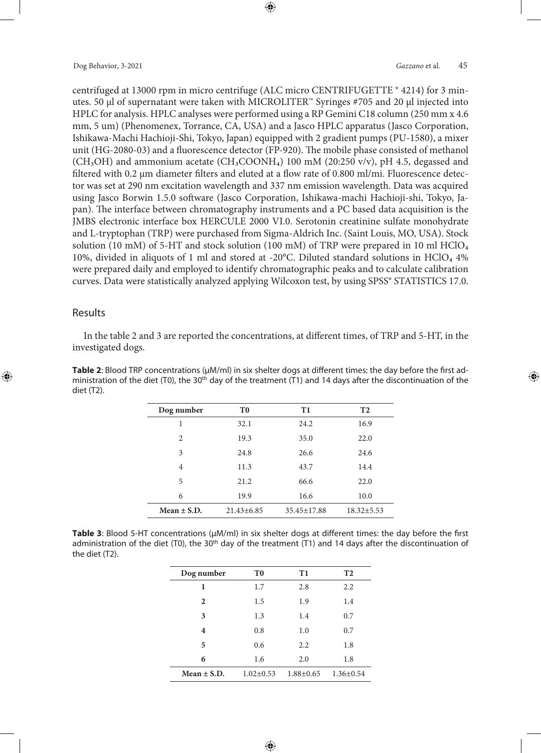centrifuged at 13000 rpm in micro centrifuge (ALC micro CENTRIFUGETTE ® 4214) for 3 minutes. 50 µl of supernatant were taken with MICROLITER™ Syringes #705 and 20 µl injected into HPLC for analysis. HPLC analyses were performed using a RP Gemini C18 column (250 mm x 4.6 mm, 5 um) (Phenomenex, Torrance, CA, USA) and a Jasco HPLC apparatus (Jasco Corporation, Ishikawa-Machi Hachioji-Shi, Tokyo, Japan) equipped with 2 gradient pumps (PU-1580), a mixer unit (HG-2080-03) and a fluorescence detector (FP-920). The mobile phase consisted of methanol ($CH_3OH$) and ammonium acetate ($CH_3COONH_4$) 100 mM (20:250 v/v), pH 4.5, degassed and filtered with 0.2 µm diameter filters and eluted at a flow rate of 0.800 ml/mi. Fluorescence detector was set at 290 nm excitation wavelength and 337 nm emission wavelength. Data was acquired using Jasco Borwin 1.5.0 software (Jasco Corporation, Ishikawa-machi Hachioji-shi, Tokyo, Japan). The interface between chromatography instruments and a PC based data acquisition is the JMBS electronic interface box HERCULE 2000 VI.0. Serotonin creatinine sulfate monohydrate and L-tryptophan (TRP) were purchased from Sigma-Aldrich Inc. (Saint Louis, MO, USA). Stock solution (10 mM) of 5-HT and stock solution (100 mM) of TRP were prepared in 10 ml $HClO_4$ 10%, divided in aliquots of 1 ml and stored at -20°C. Diluted standard solutions in $HClO_4$ 4% were prepared daily and employed to identify chromatographic peaks and to calculate calibration curves. Data were statistically analyzed applying Wilcoxon test, by using SPSS® STATISTICS 17.0.

## Results

In the table 2 and 3 are reported the concentrations, at different times, of TRP and 5-HT, in the investigated dogs.

**Table 2**: Blood TRP concentrations (µM/ml) in six shelter dogs at different times: the day before the first administration of the diet (T0), the 30th day of the treatment (T1) and 14 days after the discontinuation of the diet (T2).

| Dog number | T0 | T1 | T2 |
|---|---|---|---|
| 1 | 32.1 | 24.2 | 16.9 |
| 2 | 19.3 | 35.0 | 22.0 |
| 3 | 24.8 | 26.6 | 24.6 |
| 4 | 11.3 | 43.7 | 14.4 |
| 5 | 21.2 | 66.6 | 22.0 |
| 6 | 19.9 | 16.6 | 10.0 |
| **Mean ± S.D.** | 21.43±6.85 | 35.45±17.88 | 18.32±5.53 |

**Table 3**: Blood 5-HT concentrations (µM/ml) in six shelter dogs at different times: the day before the first administration of the diet (T0), the 30th day of the treatment (T1) and 14 days after the discontinuation of the diet (T2).

| Dog number | T0 | T1 | T2 |
|---|---|---|---|
| **1** | 1.7 | 2.8 | 2.2 |
| **2** | 1.5 | 1.9 | 1.4 |
| **3** | 1.3 | 1.4 | 0.7 |
| **4** | 0.8 | 1.0 | 0.7 |
| **5** | 0.6 | 2.2 | 1.8 |
| **6** | 1.6 | 2.0 | 1.8 |
| **Mean ± S.D.** | 1.02±0.53 | 1.88±0.65 | 1.36±0.54 |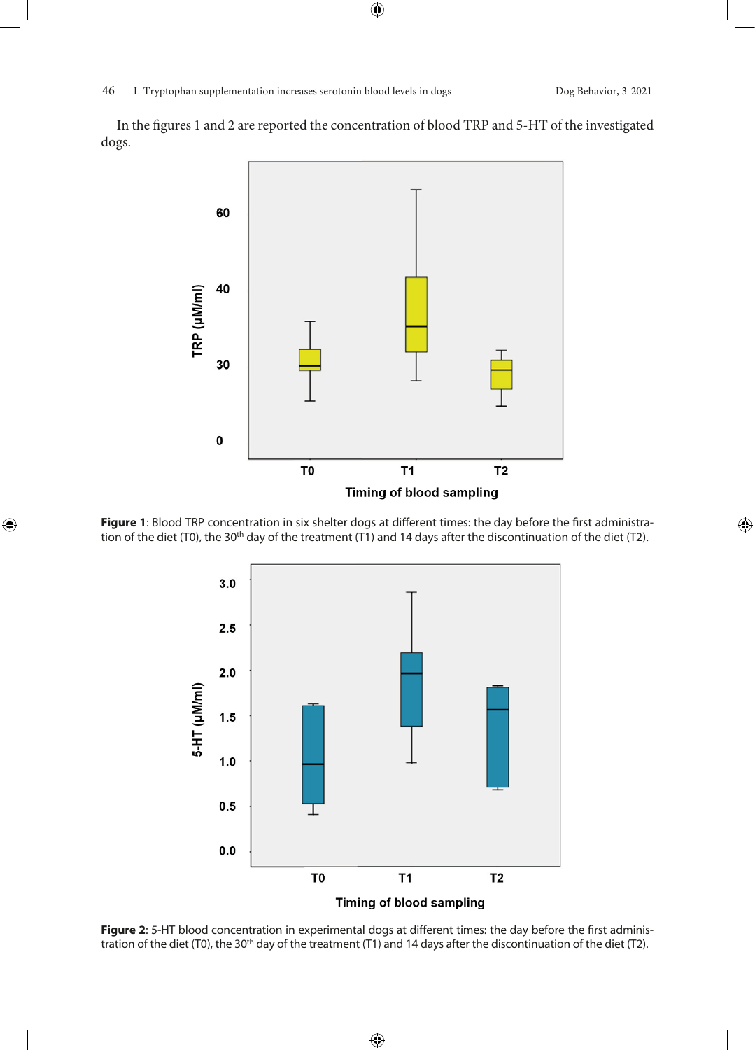In the figures 1 and 2 are reported the concentration of blood TRP and 5-HT of the investigated dogs.

**Figure 1**: Blood TRP concentration in six shelter dogs at different times: the day before the first administration of the diet (T0), the 30th day of the treatment (T1) and 14 days after the discontinuation of the diet (T2).

**Figure 2**: 5-HT blood concentration in experimental dogs at different times: the day before the first administration of the diet (T0), the 30th day of the treatment (T1) and 14 days after the discontinuation of the diet (T2).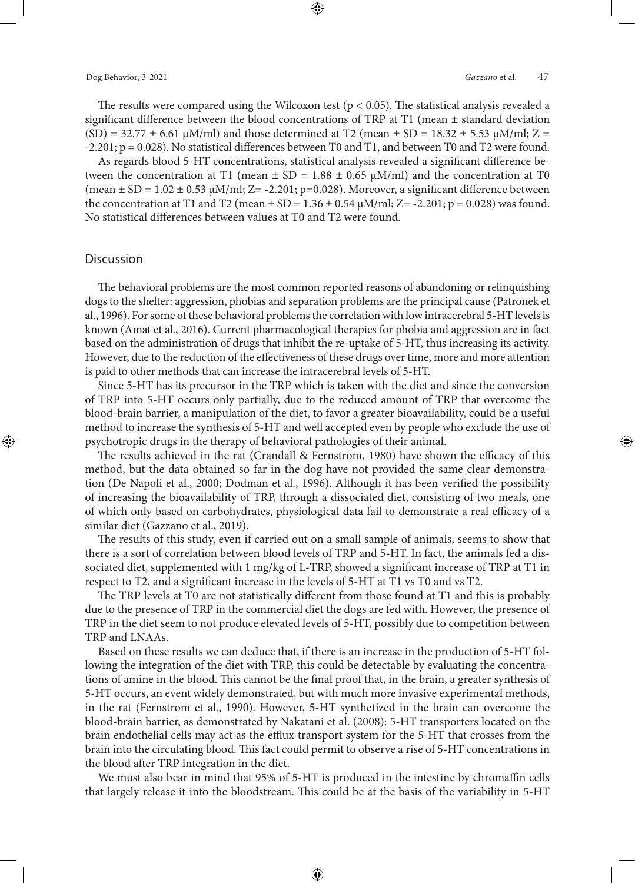The results were compared using the Wilcoxon test ($p < 0.05$). The statistical analysis revealed a significant difference between the blood concentrations of TRP at T1 (mean ± standard deviation (SD) = 32.77 ± 6.61 μM/ml) and those determined at T2 (mean ± SD = 18.32 ± 5.53 μM/ml; Z = -2.201; p = 0.028). No statistical differences between T0 and T1, and between T0 and T2 were found.

As regards blood 5-HT concentrations, statistical analysis revealed a significant difference between the concentration at T1 (mean ± SD = 1.88 ± 0.65 μM/ml) and the concentration at T0 (mean ± SD = 1.02 ± 0.53 μM/ml; Z= -2.201; p=0.028). Moreover, a significant difference between the concentration at T1 and T2 (mean ± SD = 1.36 ± 0.54 μM/ml; Z= -2.201; p = 0.028) was found. No statistical differences between values at T0 and T2 were found.

## Discussion

The behavioral problems are the most common reported reasons of abandoning or relinquishing dogs to the shelter: aggression, phobias and separation problems are the principal cause (Patronek et al., 1996). For some of these behavioral problems the correlation with low intracerebral 5-HT levels is known (Amat et al., 2016). Current pharmacological therapies for phobia and aggression are in fact based on the administration of drugs that inhibit the re-uptake of 5-HT, thus increasing its activity. However, due to the reduction of the effectiveness of these drugs over time, more and more attention is paid to other methods that can increase the intracerebral levels of 5-HT.

Since 5-HT has its precursor in the TRP which is taken with the diet and since the conversion of TRP into 5-HT occurs only partially, due to the reduced amount of TRP that overcome the blood-brain barrier, a manipulation of the diet, to favor a greater bioavailability, could be a useful method to increase the synthesis of 5-HT and well accepted even by people who exclude the use of psychotropic drugs in the therapy of behavioral pathologies of their animal.

The results achieved in the rat (Crandall & Fernstrom, 1980) have shown the efficacy of this method, but the data obtained so far in the dog have not provided the same clear demonstration (De Napoli et al., 2000; Dodman et al., 1996). Although it has been verified the possibility of increasing the bioavailability of TRP, through a dissociated diet, consisting of two meals, one of which only based on carbohydrates, physiological data fail to demonstrate a real efficacy of a similar diet (Gazzano et al., 2019).

The results of this study, even if carried out on a small sample of animals, seems to show that there is a sort of correlation between blood levels of TRP and 5-HT. In fact, the animals fed a dissociated diet, supplemented with 1 mg/kg of L-TRP, showed a significant increase of TRP at T1 in respect to T2, and a significant increase in the levels of 5-HT at T1 vs T0 and vs T2.

The TRP levels at T0 are not statistically different from those found at T1 and this is probably due to the presence of TRP in the commercial diet the dogs are fed with. However, the presence of TRP in the diet seem to not produce elevated levels of 5-HT, possibly due to competition between TRP and LNAAs.

Based on these results we can deduce that, if there is an increase in the production of 5-HT following the integration of the diet with TRP, this could be detectable by evaluating the concentrations of amine in the blood. This cannot be the final proof that, in the brain, a greater synthesis of 5-HT occurs, an event widely demonstrated, but with much more invasive experimental methods, in the rat (Fernstrom et al., 1990). However, 5-HT synthetized in the brain can overcome the blood-brain barrier, as demonstrated by Nakatani et al. (2008): 5-HT transporters located on the brain endothelial cells may act as the efflux transport system for the 5-HT that crosses from the brain into the circulating blood. This fact could permit to observe a rise of 5-HT concentrations in the blood after TRP integration in the diet.

We must also bear in mind that 95% of 5-HT is produced in the intestine by chromaffin cells that largely release it into the bloodstream. This could be at the basis of the variability in 5-HT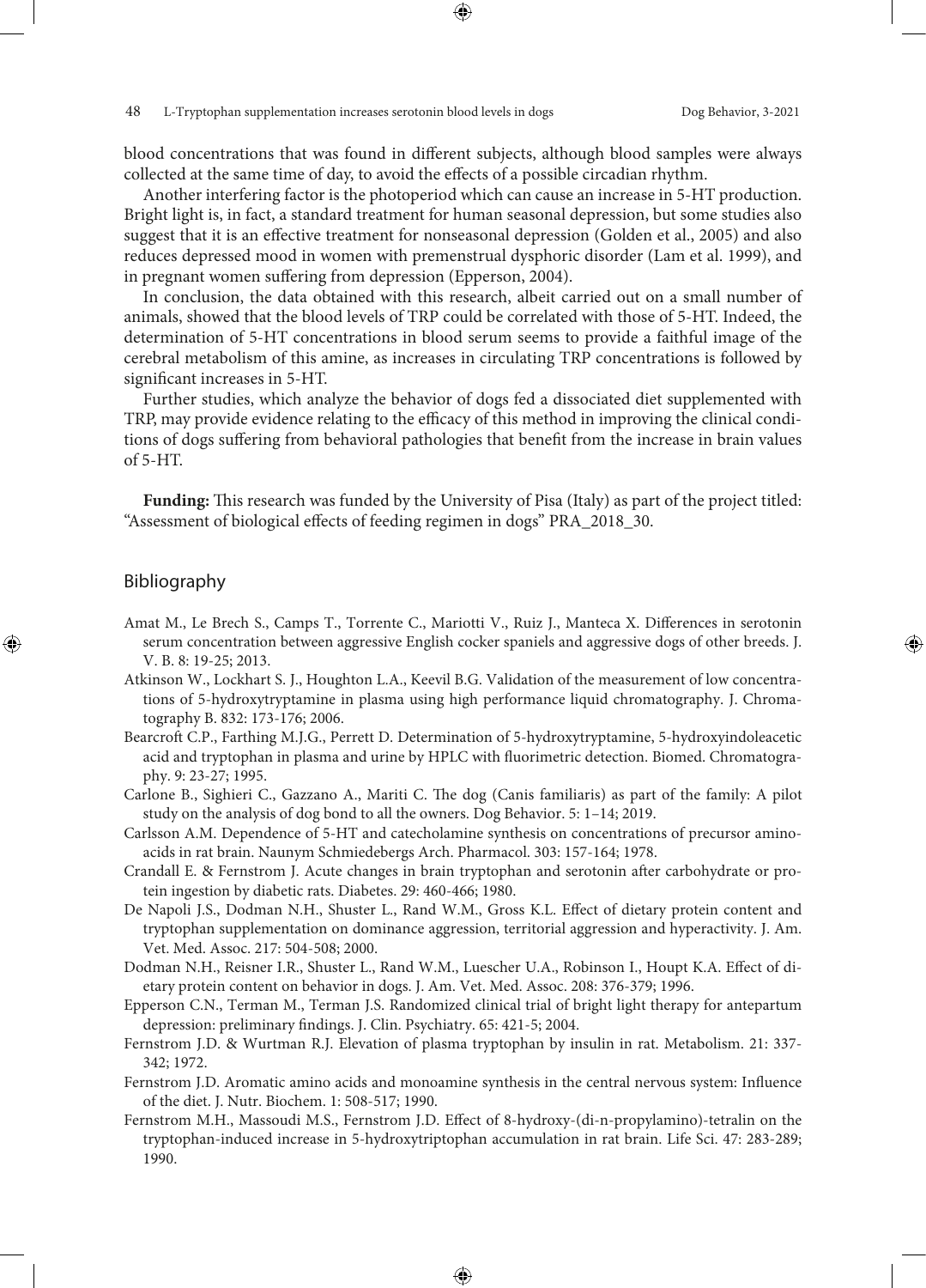blood concentrations that was found in different subjects, although blood samples were always collected at the same time of day, to avoid the effects of a possible circadian rhythm.

Another interfering factor is the photoperiod which can cause an increase in 5-HT production. Bright light is, in fact, a standard treatment for human seasonal depression, but some studies also suggest that it is an effective treatment for nonseasonal depression (Golden et al., 2005) and also reduces depressed mood in women with premenstrual dysphoric disorder (Lam et al. 1999), and in pregnant women suffering from depression (Epperson, 2004).

In conclusion, the data obtained with this research, albeit carried out on a small number of animals, showed that the blood levels of TRP could be correlated with those of 5-HT. Indeed, the determination of 5-HT concentrations in blood serum seems to provide a faithful image of the cerebral metabolism of this amine, as increases in circulating TRP concentrations is followed by significant increases in 5-HT.

Further studies, which analyze the behavior of dogs fed a dissociated diet supplemented with TRP, may provide evidence relating to the efficacy of this method in improving the clinical conditions of dogs suffering from behavioral pathologies that benefit from the increase in brain values of 5-HT.

**Funding:** This research was funded by the University of Pisa (Italy) as part of the project titled: "Assessment of biological effects of feeding regimen in dogs" PRA_2018_30.

## Bibliography

Amat M., Le Brech S., Camps T., Torrente C., Mariotti V., Ruiz J., Manteca X. Differences in serotonin serum concentration between aggressive English cocker spaniels and aggressive dogs of other breeds. J. V. B. 8: 19-25; 2013.

Atkinson W., Lockhart S. J., Houghton L.A., Keevil B.G. Validation of the measurement of low concentrations of 5-hydroxytryptamine in plasma using high performance liquid chromatography. J. Chromatography B. 832: 173-176; 2006.

Bearcroft C.P., Farthing M.J.G., Perrett D. Determination of 5-hydroxytryptamine, 5-hydroxyindoleacetic acid and tryptophan in plasma and urine by HPLC with fluorimetric detection. Biomed. Chromatography. 9: 23-27; 1995.

Carlone B., Sighieri C., Gazzano A., Mariti C. The dog (Canis familiaris) as part of the family: A pilot study on the analysis of dog bond to all the owners. Dog Behavior. 5: 1–14; 2019.

Carlsson A.M. Dependence of 5-HT and catecholamine synthesis on concentrations of precursor aminoacids in rat brain. Naunym Schmiedebergs Arch. Pharmacol. 303: 157-164; 1978.

Crandall E. & Fernstrom J. Acute changes in brain tryptophan and serotonin after carbohydrate or protein ingestion by diabetic rats. Diabetes. 29: 460-466; 1980.

De Napoli J.S., Dodman N.H., Shuster L., Rand W.M., Gross K.L. Effect of dietary protein content and tryptophan supplementation on dominance aggression, territorial aggression and hyperactivity. J. Am. Vet. Med. Assoc. 217: 504-508; 2000.

Dodman N.H., Reisner I.R., Shuster L., Rand W.M., Luescher U.A., Robinson I., Houpt K.A. Effect of dietary protein content on behavior in dogs. J. Am. Vet. Med. Assoc. 208: 376-379; 1996.

Epperson C.N., Terman M., Terman J.S. Randomized clinical trial of bright light therapy for antepartum depression: preliminary findings. J. Clin. Psychiatry. 65: 421-5; 2004.

Fernstrom J.D. & Wurtman R.J. Elevation of plasma tryptophan by insulin in rat. Metabolism. 21: 337-342; 1972.

Fernstrom J.D. Aromatic amino acids and monoamine synthesis in the central nervous system: Influence of the diet. J. Nutr. Biochem. 1: 508-517; 1990.

Fernstrom M.H., Massoudi M.S., Fernstrom J.D. Effect of 8-hydroxy-(di-n-propylamino)-tetralin on the tryptophan-induced increase in 5-hydroxytriptophan accumulation in rat brain. Life Sci. 47: 283-289; 1990.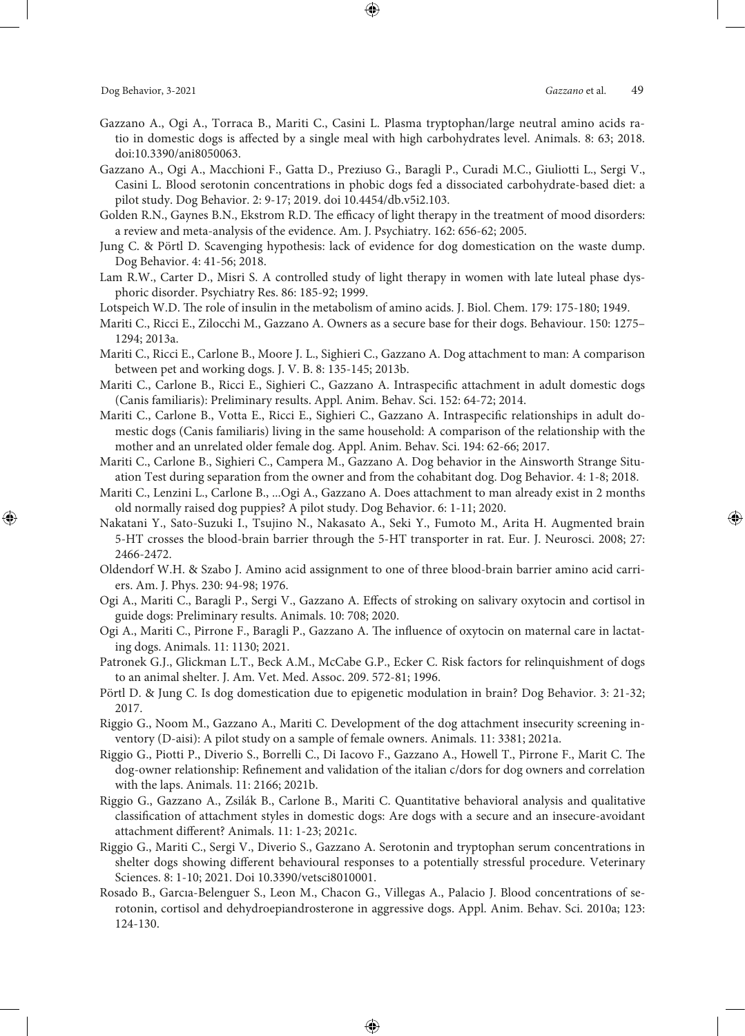Gazzano A., Ogi A., Torraca B., Mariti C., Casini L. Plasma tryptophan/large neutral amino acids ratio in domestic dogs is affected by a single meal with high carbohydrates level. Animals. 8: 63; 2018. doi:10.3390/ani8050063.

Gazzano A., Ogi A., Macchioni F., Gatta D., Preziuso G., Baragli P., Curadi M.C., Giuliotti L., Sergi V., Casini L. Blood serotonin concentrations in phobic dogs fed a dissociated carbohydrate-based diet: a pilot study. Dog Behavior. 2: 9-17; 2019. doi 10.4454/db.v5i2.103.

Golden R.N., Gaynes B.N., Ekstrom R.D. The efficacy of light therapy in the treatment of mood disorders: a review and meta-analysis of the evidence. Am. J. Psychiatry. 162: 656-62; 2005.

Jung C. & Pörtl D. Scavenging hypothesis: lack of evidence for dog domestication on the waste dump. Dog Behavior. 4: 41-56; 2018.

Lam R.W., Carter D., Misri S. A controlled study of light therapy in women with late luteal phase dysphoric disorder. Psychiatry Res. 86: 185-92; 1999.

Lotspeich W.D. The role of insulin in the metabolism of amino acids. J. Biol. Chem. 179: 175-180; 1949.

Mariti C., Ricci E., Zilocchi M., Gazzano A. Owners as a secure base for their dogs. Behaviour. 150: 1275–1294; 2013a.

Mariti C., Ricci E., Carlone B., Moore J. L., Sighieri C., Gazzano A. Dog attachment to man: A comparison between pet and working dogs. J. V. B. 8: 135-145; 2013b.

Mariti C., Carlone B., Ricci E., Sighieri C., Gazzano A. Intraspecific attachment in adult domestic dogs (Canis familiaris): Preliminary results. Appl. Anim. Behav. Sci. 152: 64-72; 2014.

Mariti C., Carlone B., Votta E., Ricci E., Sighieri C., Gazzano A. Intraspecific relationships in adult domestic dogs (Canis familiaris) living in the same household: A comparison of the relationship with the mother and an unrelated older female dog. Appl. Anim. Behav. Sci. 194: 62-66; 2017.

Mariti C., Carlone B., Sighieri C., Campera M., Gazzano A. Dog behavior in the Ainsworth Strange Situation Test during separation from the owner and from the cohabitant dog. Dog Behavior. 4: 1-8; 2018.

Mariti C., Lenzini L., Carlone B., ...Ogi A., Gazzano A. Does attachment to man already exist in 2 months old normally raised dog puppies? A pilot study. Dog Behavior. 6: 1-11; 2020.

Nakatani Y., Sato-Suzuki I., Tsujino N., Nakasato A., Seki Y., Fumoto M., Arita H. Augmented brain 5-HT crosses the blood-brain barrier through the 5-HT transporter in rat. Eur. J. Neurosci. 2008; 27: 2466-2472.

Oldendorf W.H. & Szabo J. Amino acid assignment to one of three blood-brain barrier amino acid carriers. Am. J. Phys. 230: 94-98; 1976.

Ogi A., Mariti C., Baragli P., Sergi V., Gazzano A. Effects of stroking on salivary oxytocin and cortisol in guide dogs: Preliminary results. Animals. 10: 708; 2020.

Ogi A., Mariti C., Pirrone F., Baragli P., Gazzano A. The influence of oxytocin on maternal care in lactating dogs. Animals. 11: 1130; 2021.

Patronek G.J., Glickman L.T., Beck A.M., McCabe G.P., Ecker C. Risk factors for relinquishment of dogs to an animal shelter. J. Am. Vet. Med. Assoc. 209. 572-81; 1996.

Pörtl D. & Jung C. Is dog domestication due to epigenetic modulation in brain? Dog Behavior. 3: 21-32; 2017.

Riggio G., Noom M., Gazzano A., Mariti C. Development of the dog attachment insecurity screening inventory (D-aisi): A pilot study on a sample of female owners. Animals. 11: 3381; 2021a.

Riggio G., Piotti P., Diverio S., Borrelli C., Di Iacovo F., Gazzano A., Howell T., Pirrone F., Marit C. The dog-owner relationship: Refinement and validation of the italian c/dors for dog owners and correlation with the laps. Animals. 11: 2166; 2021b.

Riggio G., Gazzano A., Zsilák B., Carlone B., Mariti C. Quantitative behavioral analysis and qualitative classification of attachment styles in domestic dogs: Are dogs with a secure and an insecure-avoidant attachment different? Animals. 11: 1-23; 2021c.

Riggio G., Mariti C., Sergi V., Diverio S., Gazzano A. Serotonin and tryptophan serum concentrations in shelter dogs showing different behavioural responses to a potentially stressful procedure. Veterinary Sciences. 8: 1-10; 2021. Doi 10.3390/vetsci8010001.

Rosado B., Garcıa-Belenguer S., Leon M., Chacon G., Villegas A., Palacio J. Blood concentrations of serotonin, cortisol and dehydroepiandrosterone in aggressive dogs. Appl. Anim. Behav. Sci. 2010a; 123: 124-130.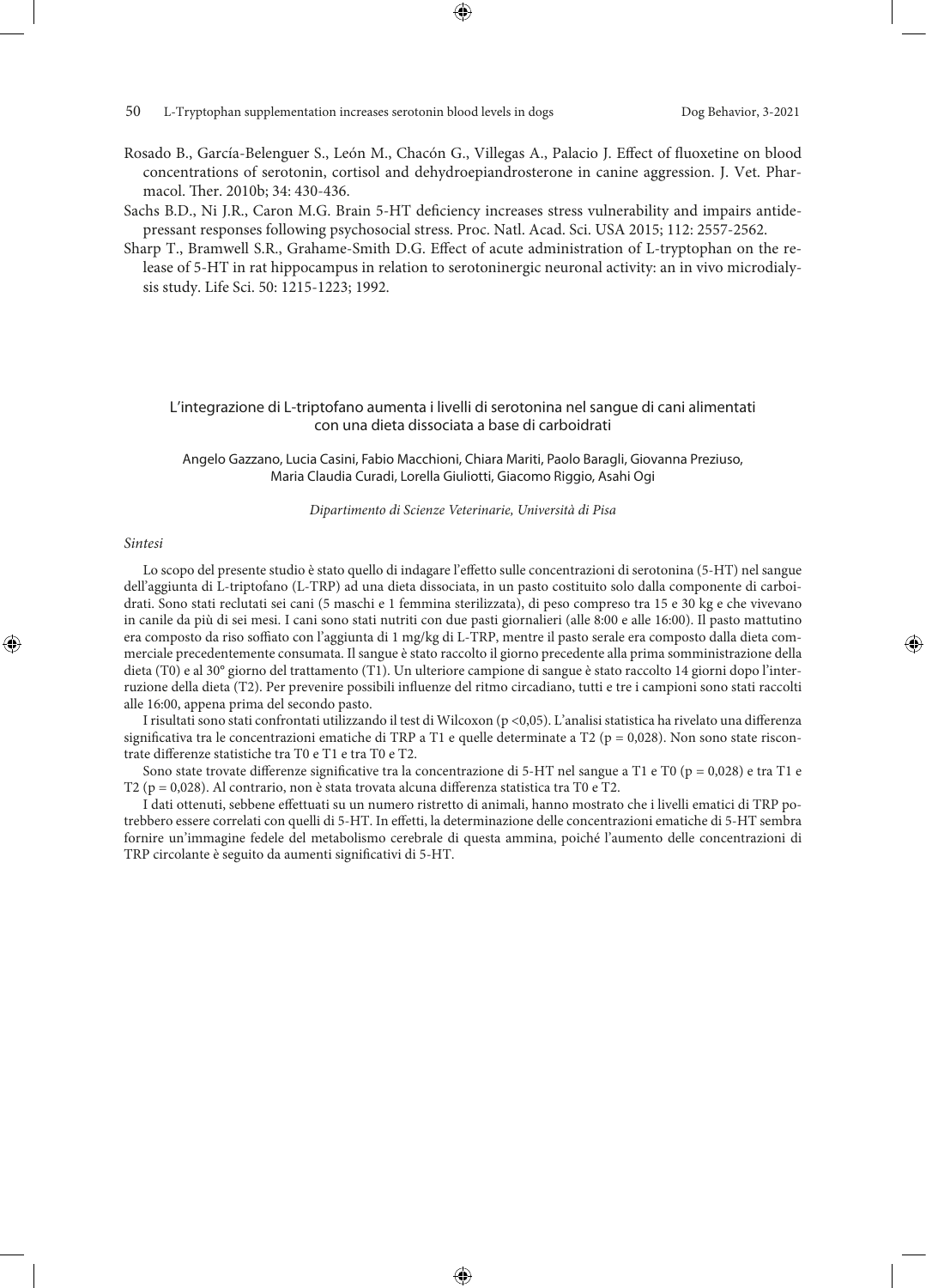Rosado B., García-Belenguer S., León M., Chacón G., Villegas A., Palacio J. Effect of fluoxetine on blood concentrations of serotonin, cortisol and dehydroepiandrosterone in canine aggression. J. Vet. Pharmacol. Ther. 2010b; 34: 430-436.

Sachs B.D., Ni J.R., Caron M.G. Brain 5-HT deficiency increases stress vulnerability and impairs antidepressant responses following psychosocial stress. Proc. Natl. Acad. Sci. USA 2015; 112: 2557-2562.

Sharp T., Bramwell S.R., Grahame-Smith D.G. Effect of acute administration of L-tryptophan on the release of 5-HT in rat hippocampus in relation to serotoninergic neuronal activity: an in vivo microdialysis study. Life Sci. 50: 1215-1223; 1992.

## L'integrazione di L-triptofano aumenta i livelli di serotonina nel sangue di cani alimentati con una dieta dissociata a base di carboidrati

Angelo Gazzano, Lucia Casini, Fabio Macchioni, Chiara Mariti, Paolo Baragli, Giovanna Preziuso, Maria Claudia Curadi, Lorella Giuliotti, Giacomo Riggio, Asahi Ogi

*Dipartimento di Scienze Veterinarie, Università di Pisa*

*Sintesi*

Lo scopo del presente studio è stato quello di indagare l'effetto sulle concentrazioni di serotonina (5-HT) nel sangue dell'aggiunta di L-triptofano (L-TRP) ad una dieta dissociata, in un pasto costituito solo dalla componente di carboidrati. Sono stati reclutati sei cani (5 maschi e 1 femmina sterilizzata), di peso compreso tra 15 e 30 kg e che vivevano in canile da più di sei mesi. I cani sono stati nutriti con due pasti giornalieri (alle 8:00 e alle 16:00). Il pasto mattutino era composto da riso soffiato con l'aggiunta di 1 mg/kg di L-TRP, mentre il pasto serale era composto dalla dieta commerciale precedentemente consumata. Il sangue è stato raccolto il giorno precedente alla prima somministrazione della dieta (T0) e al 30° giorno del trattamento (T1). Un ulteriore campione di sangue è stato raccolto 14 giorni dopo l'interruzione della dieta (T2). Per prevenire possibili influenze del ritmo circadiano, tutti e tre i campioni sono stati raccolti alle 16:00, appena prima del secondo pasto.

I risultati sono stati confrontati utilizzando il test di Wilcoxon ($p < 0,05$). L'analisi statistica ha rivelato una differenza significativa tra le concentrazioni ematiche di TRP a T1 e quelle determinate a T2 ($p = 0,028$). Non sono state riscontrate differenze statistiche tra T0 e T1 e tra T0 e T2.

Sono state trovate differenze significative tra la concentrazione di 5-HT nel sangue a T1 e T0 ($p = 0,028$) e tra T1 e T2 ($p = 0,028$). Al contrario, non è stata trovata alcuna differenza statistica tra T0 e T2.

I dati ottenuti, sebbene effettuati su un numero ristretto di animali, hanno mostrato che i livelli ematici di TRP potrebbero essere correlati con quelli di 5-HT. In effetti, la determinazione delle concentrazioni ematiche di 5-HT sembra fornire un'immagine fedele del metabolismo cerebrale di questa ammina, poiché l'aumento delle concentrazioni di TRP circolante è seguito da aumenti significativi di 5-HT.